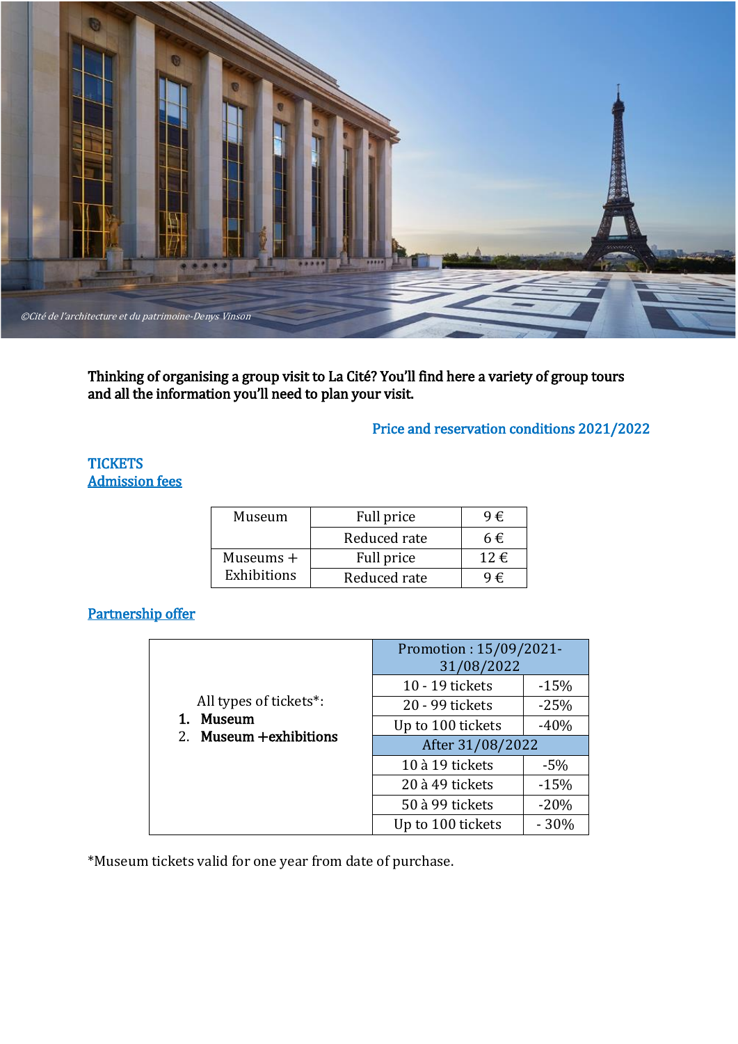©Cité de l'architecture et du patrimoine-Denys Vinson

**Thinking of organising a group visit to La Cité? You'll find here a variety of group tours and all the information you'll need to plan your visit.**

Price and reservation conditions 2021/2022

## TICKETS

### Admission fees

| Museum | Full price | 9 € |
|---|---|---|
| | Reduced rate | 6 € |
| Museums + Exhibitions | Full price | 12 € |
| | Reduced rate | 9 € |

### Partnership offer

| All types of tickets*: | Promotion : 15/09/2021-31/08/2022 | |
|---|---|---|
| 1. **Museum** | 10 - 19 tickets | -15% |
| 2. **Museum +exhibitions** | 20 - 99 tickets | -25% |
| | Up to 100 tickets | -40% |
| | After 31/08/2022 | |
| | 10 à 19 tickets | -5% |
| | 20 à 49 tickets | -15% |
| | 50 à 99 tickets | -20% |
| | Up to 100 tickets | - 30% |

*Museum tickets valid for one year from date of purchase.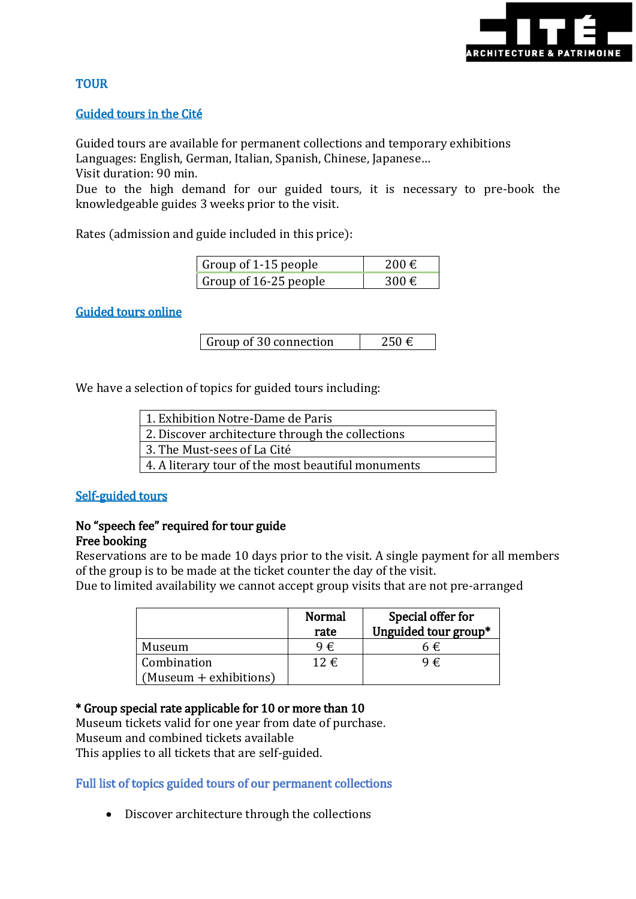## TOUR

### Guided tours in the Cité

Guided tours are available for permanent collections and temporary exhibitions
Languages: English, German, Italian, Spanish, Chinese, Japanese…
Visit duration: 90 min.
Due to the high demand for our guided tours, it is necessary to pre-book the knowledgeable guides 3 weeks prior to the visit.

Rates (admission and guide included in this price):

| Group of 1-15 people | 200 € |
|---|---|
| Group of 16-25 people | 300 € |

### Guided tours online

| Group of 30 connection | 250 € |
|---|---|

We have a selection of topics for guided tours including:

| 1. Exhibition Notre-Dame de Paris |
|---|
| 2. Discover architecture through the collections |
| 3. The Must-sees of La Cité |
| 4. A literary tour of the most beautiful monuments |

### Self-guided tours

**No "speech fee" required for tour guide**
**Free booking**
Reservations are to be made 10 days prior to the visit. A single payment for all members of the group is to be made at the ticket counter the day of the visit.
Due to limited availability we cannot accept group visits that are not pre-arranged

| | **Normal rate** | **Special offer for Unguided tour group*** |
|---|---|---|
| Museum | 9 € | 6 € |
| Combination (Museum + exhibitions) | 12 € | 9 € |

**\* Group special rate applicable for 10 or more than 10**
Museum tickets valid for one year from date of purchase.
Museum and combined tickets available
This applies to all tickets that are self-guided.

### Full list of topics guided tours of our permanent collections

- Discover architecture through the collections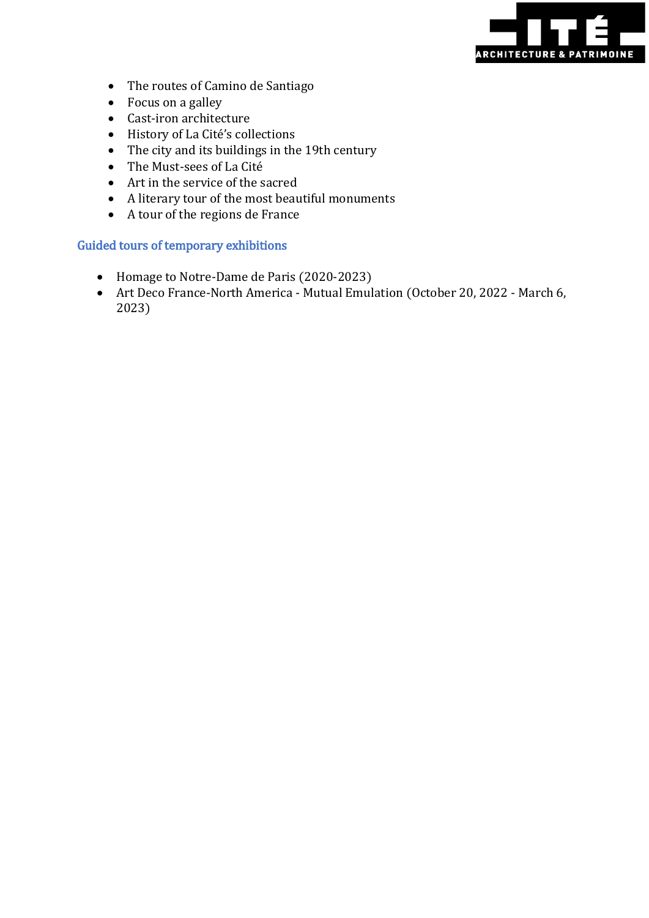- The routes of Camino de Santiago
- Focus on a galley
- Cast-iron architecture
- History of La Cité's collections
- The city and its buildings in the 19th century
- The Must-sees of La Cité
- Art in the service of the sacred
- A literary tour of the most beautiful monuments
- A tour of the regions de France

### Guided tours of temporary exhibitions

- Homage to Notre-Dame de Paris (2020-2023)
- Art Deco France-North America - Mutual Emulation (October 20, 2022 - March 6, 2023)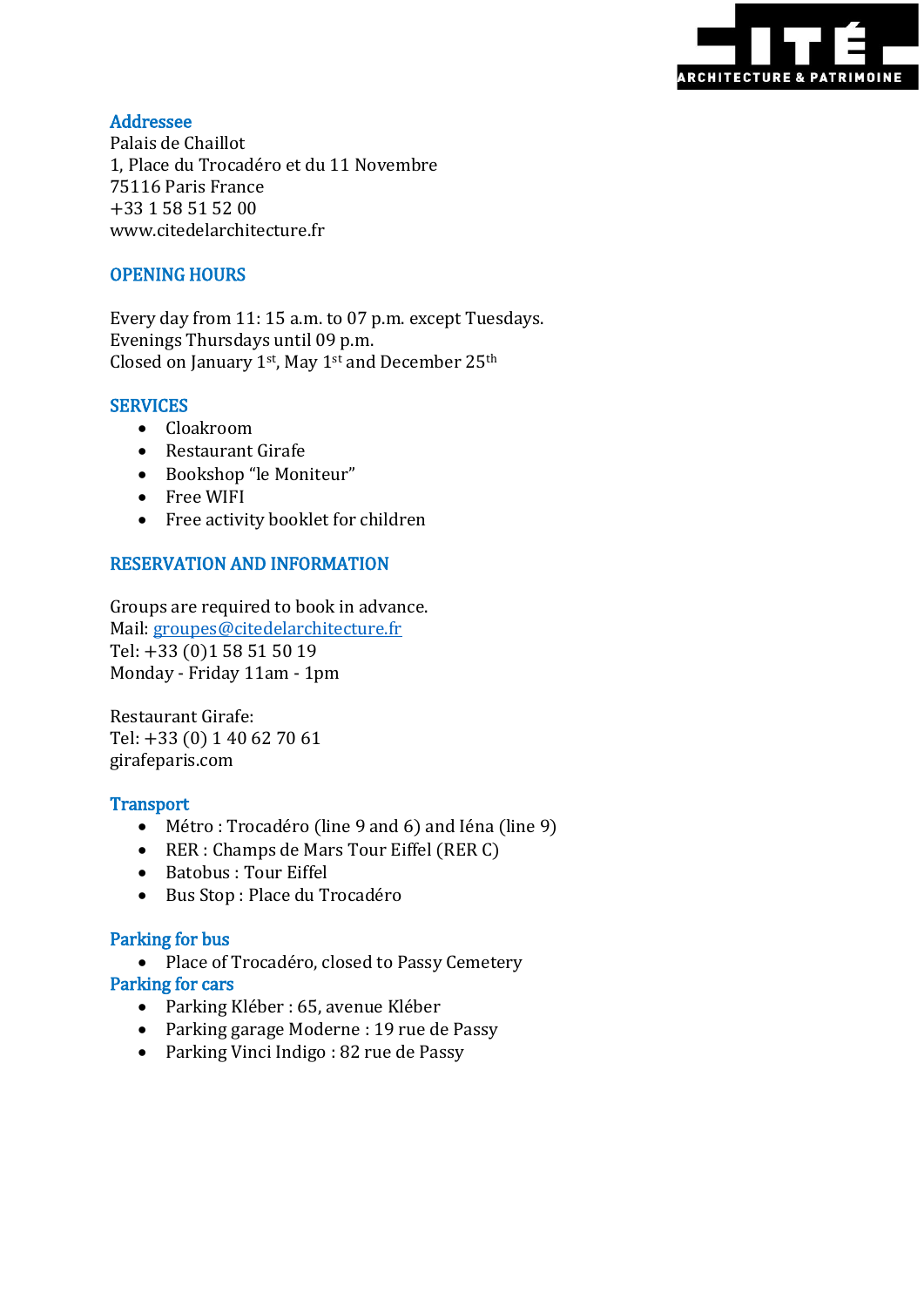## Addressee

Palais de Chaillot  
1, Place du Trocadéro et du 11 Novembre  
75116 Paris France  
+33 1 58 51 52 00  
www.citedelarchitecture.fr

## OPENING HOURS

Every day from 11: 15 a.m. to 07 p.m. except Tuesdays.  
Evenings Thursdays until 09 p.m.  
Closed on January 1st, May 1st and December 25th

## SERVICES

- Cloakroom
- Restaurant Girafe
- Bookshop “le Moniteur”
- Free WIFI
- Free activity booklet for children

## RESERVATION AND INFORMATION

Groups are required to book in advance.  
Mail: groupes@citedelarchitecture.fr  
Tel: +33 (0)1 58 51 50 19  
Monday - Friday 11am - 1pm

Restaurant Girafe:  
Tel: +33 (0) 1 40 62 70 61  
girafeparis.com

## Transport

- Métro : Trocadéro (line 9 and 6) and Iéna (line 9)
- RER : Champs de Mars Tour Eiffel (RER C)
- Batobus : Tour Eiffel
- Bus Stop : Place du Trocadéro

## Parking for bus

- Place of Trocadéro, closed to Passy Cemetery

## Parking for cars

- Parking Kléber : 65, avenue Kléber
- Parking garage Moderne : 19 rue de Passy
- Parking Vinci Indigo : 82 rue de Passy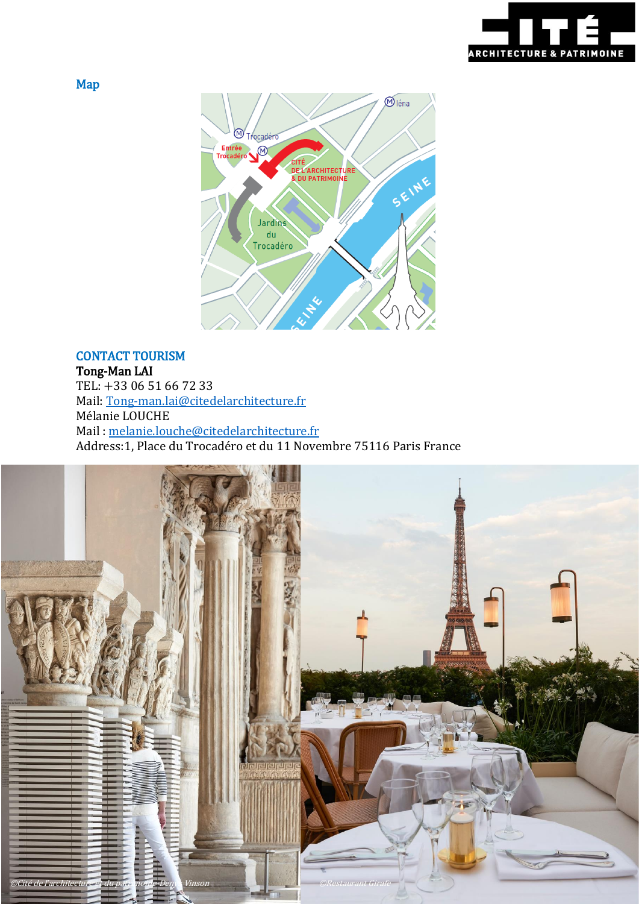## Map

Métro Iéna
Métro Trocadéro
Entrée Trocadéro
CITÉ DE L'ARCHITECTURE & DU PATRIMOINE
Jardins du Trocadéro
SEINE

## CONTACT TOURISM

**Tong-Man LAI**
TEL: +33 06 51 66 72 33
Mail: Tong-man.lai@citedelarchitecture.fr
Mélanie LOUCHE
Mail : melanie.louche@citedelarchitecture.fr
Address:1, Place du Trocadéro et du 11 Novembre 75116 Paris France

*©Cité de l'architecture et du patrimoine-Denis Vinson*

*©Restaurant Girafe*